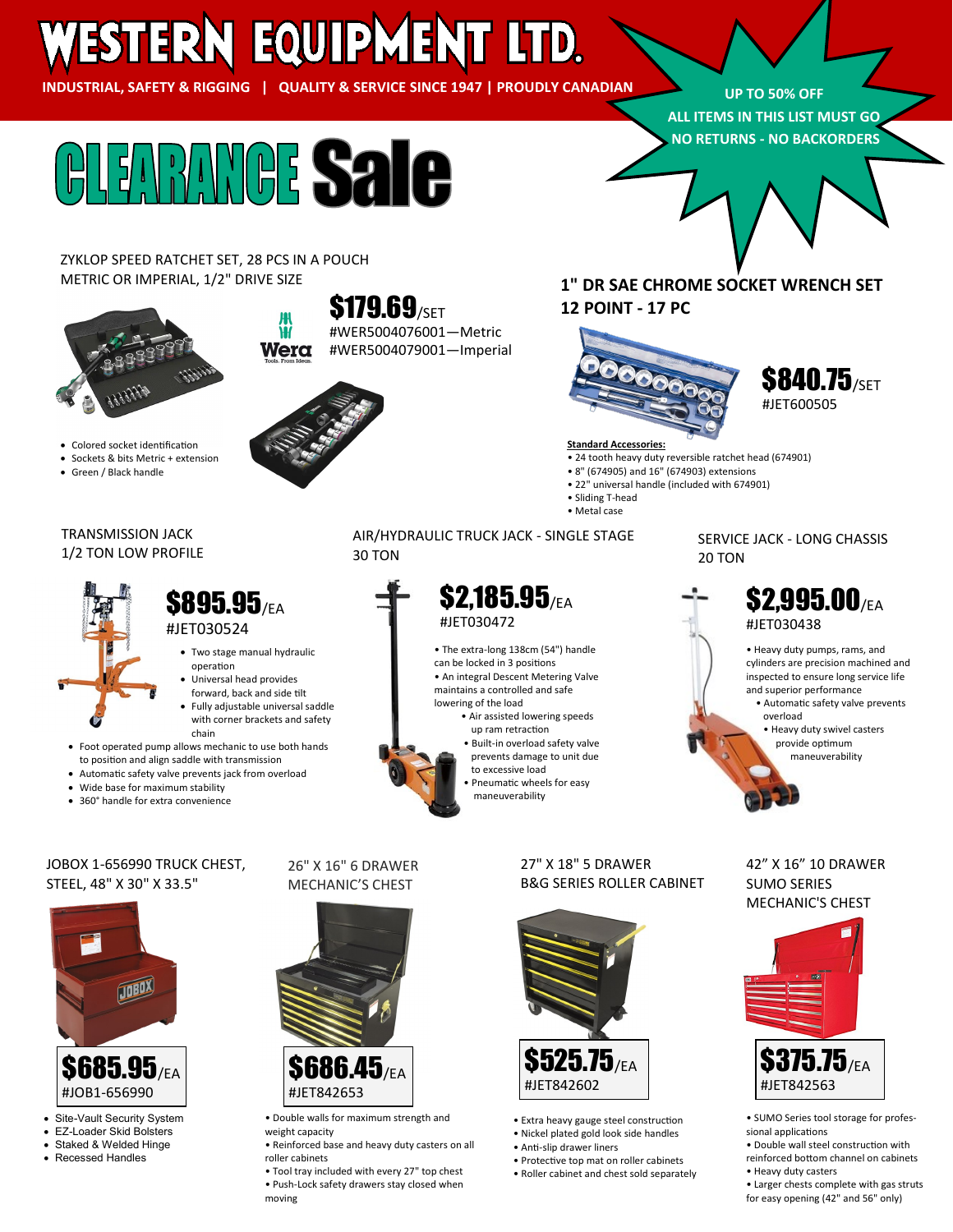# WESTERN EQUIPMENT LTD.

**INDUSTRIAL, SAFETY & RIGGING | QUALITY & SERVICE SINCE 1947 | PROUDLY CANADIAN**

**UP TO 50% OFF**
**ALL ITEMS IN THIS LIST MUST GO**
**NO RETURNS - NO BACKORDERS**

# CLEARANCE Sale

## ZYKLOP SPEED RATCHET SET, 28 PCS IN A POUCH
## METRIC OR IMPERIAL, 1/2" DRIVE SIZE

**$179.69**/SET

#WER5004076001—Metric
#WER5004079001—Imperial

Wera

- Colored socket identification
- Sockets & bits Metric + extension
- Green / Black handle

## 1" DR SAE CHROME SOCKET WRENCH SET 12 POINT - 17 PC

**$840.75**/SET

#JET600505

**Standard Accessories:**

- 24 tooth heavy duty reversible ratchet head (674901)
- 8" (674905) and 16" (674903) extensions
- 22" universal handle (included with 674901)
- Sliding T-head
- Metal case

## TRANSMISSION JACK 1/2 TON LOW PROFILE

**$895.95**/EA

#JET030524

- Two stage manual hydraulic operation
- Universal head provides forward, back and side tilt
- Fully adjustable universal saddle with corner brackets and safety chain
- Foot operated pump allows mechanic to use both hands to position and align saddle with transmission
- Automatic safety valve prevents jack from overload
- Wide base for maximum stability
- 360° handle for extra convenience

## AIR/HYDRAULIC TRUCK JACK - SINGLE STAGE 30 TON

**$2,185.95**/EA

#JET030472

- The extra-long 138cm (54") handle can be locked in 3 positions
- An integral Descent Metering Valve maintains a controlled and safe lowering of the load
- Air assisted lowering speeds up ram retraction
- Built-in overload safety valve prevents damage to unit due to excessive load
- Pneumatic wheels for easy maneuverability

## SERVICE JACK - LONG CHASSIS 20 TON

**$2,995.00**/EA

#JET030438

- Heavy duty pumps, rams, and cylinders are precision machined and inspected to ensure long service life and superior performance
- Automatic safety valve prevents overload
- Heavy duty swivel casters provide optimum maneuverability

## JOBOX 1-656990 TRUCK CHEST, STEEL, 48" X 30" X 33.5"

**$685.95**/EA

#JOB1-656990

- Site-Vault Security System
- EZ-Loader Skid Bolsters
- Staked & Welded Hinge
- Recessed Handles

## 26" X 16" 6 DRAWER MECHANIC'S CHEST

**$686.45**/EA

#JET842653

- Double walls for maximum strength and weight capacity
- Reinforced base and heavy duty casters on all roller cabinets
- Tool tray included with every 27" top chest
- Push-Lock safety drawers stay closed when moving

## 27" X 18" 5 DRAWER B&G SERIES ROLLER CABINET

**$525.75**/EA

#JET842602

- Extra heavy gauge steel construction
- Nickel plated gold look side handles
- Anti-slip drawer liners
- Protective top mat on roller cabinets
- Roller cabinet and chest sold separately

## 42" X 16" 10 DRAWER SUMO SERIES MECHANIC'S CHEST

**$375.75**/EA

#JET842563

- SUMO Series tool storage for professional applications
- Double wall steel construction with reinforced bottom channel on cabinets
- Heavy duty casters
- Larger chests complete with gas struts for easy opening (42" and 56" only)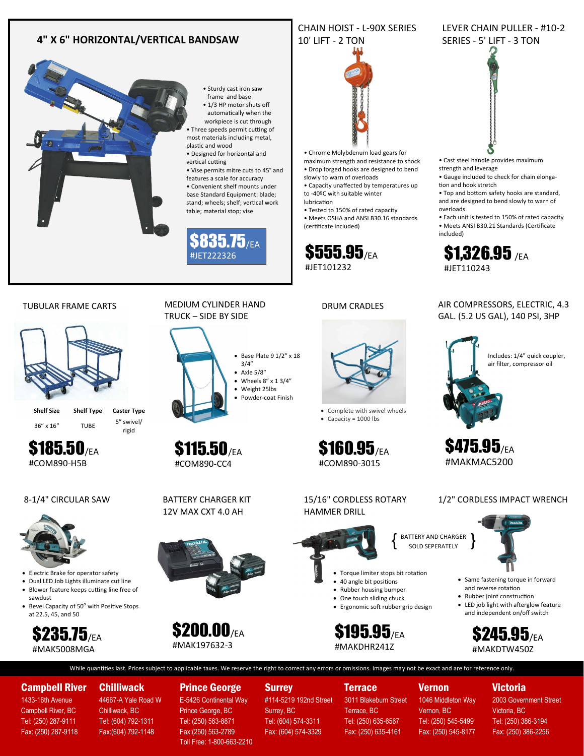## 4" X 6" HORIZONTAL/VERTICAL BANDSAW

- Sturdy cast iron saw frame and base
- 1/3 HP motor shuts off automatically when the workpiece is cut through
- Three speeds permit cutting of most materials including metal, plastic and wood
- Designed for horizontal and vertical cutting
- Vise permits mitre cuts to 45° and features a scale for accuracy
- Convenient shelf mounts under base Standard Equipment: blade; stand; wheels; shelf; vertical work table; material stop; vise

**$835.75**/EA
#JET222326

## CHAIN HOIST - L-90X SERIES 10' LIFT - 2 TON

- Chrome Molybdenum load gears for maximum strength and resistance to shock
- Drop forged hooks are designed to bend slowly to warn of overloads
- Capacity unaffected by temperatures up to -40ºC with suitable winter lubrication
- Tested to 150% of rated capacity
- Meets OSHA and ANSI B30.16 standards (certificate included)

**$555.95**/EA
#JET101232

## LEVER CHAIN PULLER - #10-2 SERIES - 5' LIFT - 3 TON

- Cast steel handle provides maximum strength and leverage
- Gauge included to check for chain elongation and hook stretch
- Top and bottom safety hooks are standard, and are designed to bend slowly to warn of overloads
- Each unit is tested to 150% of rated capacity
- Meets ANSI B30.21 Standards (Certificate included)

**$1,326.95** /EA
#JET110243

## TUBULAR FRAME CARTS

| Shelf Size | Shelf Type | Caster Type |
|---|---|---|
| 36" x 16" | TUBE | 5" swivel/ rigid |

**$185.50**/EA
#COM890-H5B

## MEDIUM CYLINDER HAND TRUCK – SIDE BY SIDE

- Base Plate 9 1/2" x 18 3/4"
- Axle 5/8"
- Wheels 8" x 1 3/4"
- Weight 25lbs
- Powder-coat Finish

**$115.50**/EA
#COM890-CC4

## DRUM CRADLES

- Complete with swivel wheels
- Capacity = 1000 lbs

**$160.95**/EA
#COM890-3015

## AIR COMPRESSORS, ELECTRIC, 4.3 GAL. (5.2 US GAL), 140 PSI, 3HP

Includes: 1/4" quick coupler, air filter, compressor oil

**$475.95**/EA
#MAKMAC5200

## 8-1/4" CIRCULAR SAW

- Electric Brake for operator safety
- Dual LED Job Lights illuminate cut line
- Blower feature keeps cutting line free of sawdust
- Bevel Capacity of 50° with Positive Stops at 22.5, 45, and 50

**$235.75**/EA
#MAK5008MGA

## BATTERY CHARGER KIT 12V MAX CXT 4.0 AH

**$200.00**/EA
#MAK197632-3

## 15/16" CORDLESS ROTARY HAMMER DRILL

{ BATTERY AND CHARGER SOLD SEPERATELY }

- Torque limiter stops bit rotation
- 40 angle bit positions
- Rubber housing bumper
- One touch sliding chuck
- Ergonomic soft rubber grip design

**$195.95**/EA
#MAKDHR241Z

## 1/2" CORDLESS IMPACT WRENCH

- Same fastening torque in forward and reverse rotation
- Rubber joint construction
- LED job light with afterglow feature and independent on/off switch

**$245.95**/EA
#MAKDTW450Z

While quantities last. Prices subject to applicable taxes. We reserve the right to correct any errors or omissions. Images may not be exact and are for reference only.

| Campbell River | Chilliwack | Prince George | Surrey | Terrace | Vernon | Victoria |
|---|---|---|---|---|---|---|
| 1433-16th Avenue | 44667-A Yale Road W | E-5426 Continental Way | #114-5219 192nd Street | 3011 Blakeburn Street | 1046 Middleton Way | 2003 Government Street |
| Campbell River, BC | Chilliwack, BC | Prince George, BC | Surrey, BC | Terrace, BC | Vernon, BC | Victoria, BC |
| Tel: (250) 287-9111 | Tel: (604) 792-1311 | Tel: (250) 563-8871 | Tel: (604) 574-3311 | Tel: (250) 635-6567 | Tel: (250) 545-5499 | Tel: (250) 386-3194 |
| Fax: (250) 287-9118 | Fax:(604) 792-1148 | Fax:(250) 563-2789 | Fax: (604) 574-3329 | Fax: (250) 635-4161 | Fax: (250) 545-8177 | Fax: (250) 386-2256 |
| | | Toll Free: 1-800-663-2210 | | | | |